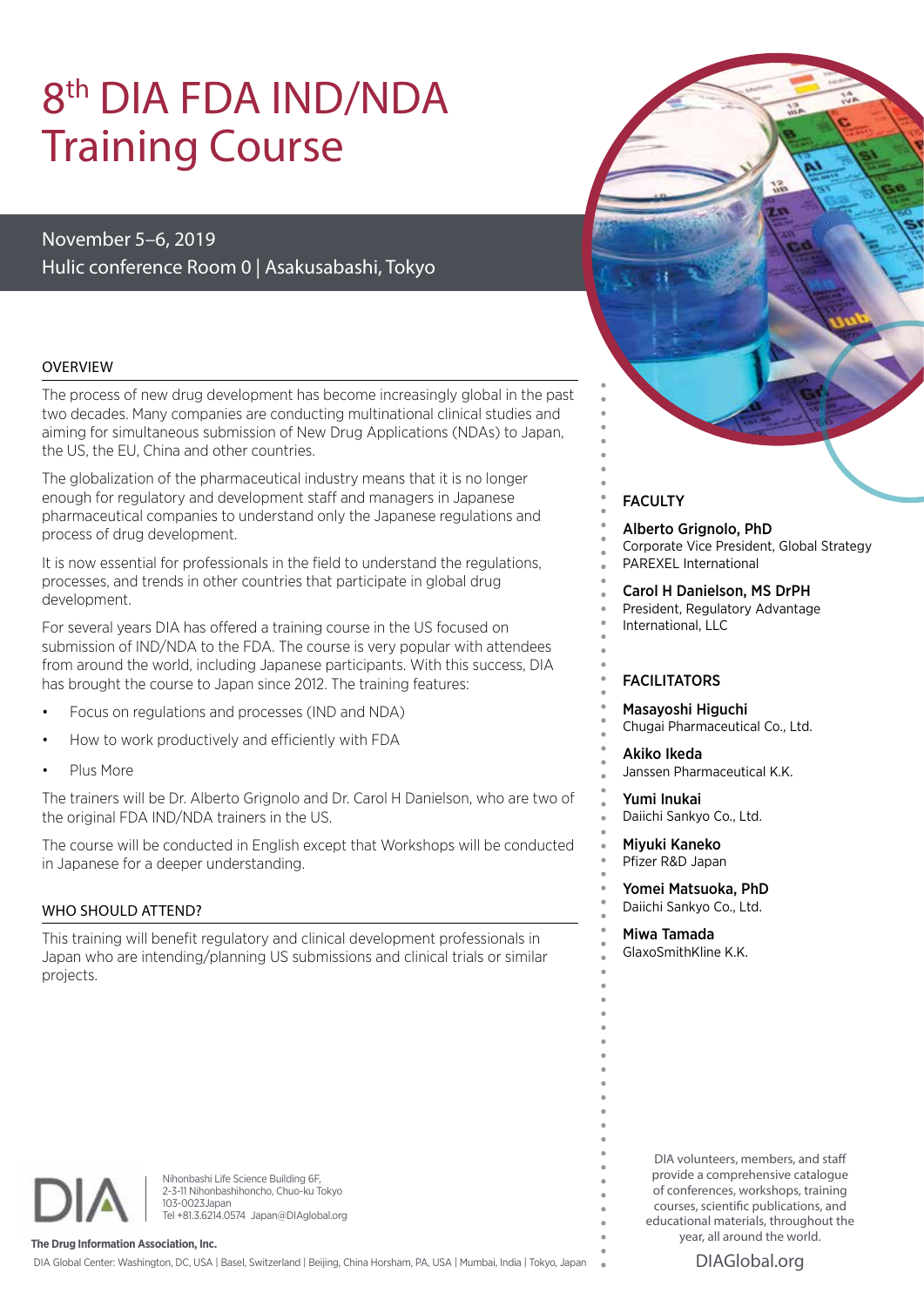# 8th DIA FDA IND/NDA Training Course

November 5–6, 2019
Hulic conference Room 0 | Asakusabashi, Tokyo

## OVERVIEW

The process of new drug development has become increasingly global in the past two decades. Many companies are conducting multinational clinical studies and aiming for simultaneous submission of New Drug Applications (NDAs) to Japan, the US, the EU, China and other countries.

The globalization of the pharmaceutical industry means that it is no longer enough for regulatory and development staff and managers in Japanese pharmaceutical companies to understand only the Japanese regulations and process of drug development.

It is now essential for professionals in the field to understand the regulations, processes, and trends in other countries that participate in global drug development.

For several years DIA has offered a training course in the US focused on submission of IND/NDA to the FDA. The course is very popular with attendees from around the world, including Japanese participants. With this success, DIA has brought the course to Japan since 2012. The training features:

- Focus on regulations and processes (IND and NDA)
- How to work productively and efficiently with FDA
- Plus More

The trainers will be Dr. Alberto Grignolo and Dr. Carol H Danielson, who are two of the original FDA IND/NDA trainers in the US.

The course will be conducted in English except that Workshops will be conducted in Japanese for a deeper understanding.

## WHO SHOULD ATTEND?

This training will benefit regulatory and clinical development professionals in Japan who are intending/planning US submissions and clinical trials or similar projects.

## FACULTY

**Alberto Grignolo, PhD**
Corporate Vice President, Global Strategy
PAREXEL International

**Carol H Danielson, MS DrPH**
President, Regulatory Advantage International, LLC

## FACILITATORS

**Masayoshi Higuchi**
Chugai Pharmaceutical Co., Ltd.

**Akiko Ikeda**
Janssen Pharmaceutical K.K.

**Yumi Inukai**
Daiichi Sankyo Co., Ltd.

**Miyuki Kaneko**
Pfizer R&D Japan

**Yomei Matsuoka, PhD**
Daiichi Sankyo Co., Ltd.

**Miwa Tamada**
GlaxoSmithKline K.K.

DIA

Nihonbashi Life Science Building 6F,
2-3-11 Nihonbashihoncho, Chuo-ku Tokyo
103-0023Japan
Tel +81.3.6214.0574 Japan@DIAglobal.org

**The Drug Information Association, Inc.**

DIA Global Center: Washington, DC, USA | Basel, Switzerland | Beijing, China Horsham, PA, USA | Mumbai, India | Tokyo, Japan

DIA volunteers, members, and staff provide a comprehensive catalogue of conferences, workshops, training courses, scientific publications, and educational materials, throughout the year, all around the world.

DIAGlobal.org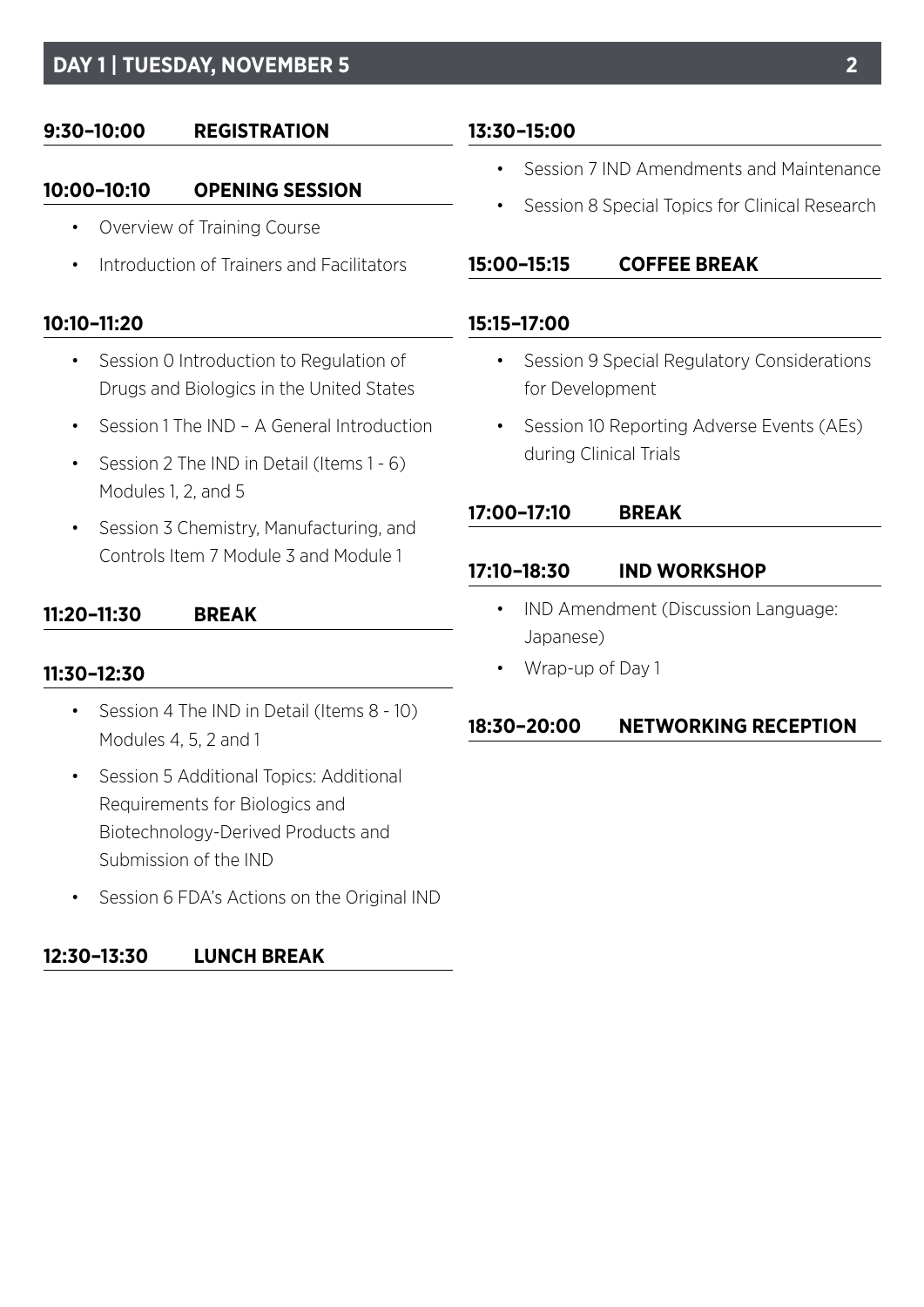## DAY 1 | TUESDAY, NOVEMBER 5

### 9:30–10:00 REGISTRATION

### 10:00–10:10 OPENING SESSION

- Overview of Training Course
- Introduction of Trainers and Facilitators

### 10:10–11:20

- Session 0 Introduction to Regulation of Drugs and Biologics in the United States
- Session 1 The IND – A General Introduction
- Session 2 The IND in Detail (Items 1 - 6) Modules 1, 2, and 5
- Session 3 Chemistry, Manufacturing, and Controls Item 7 Module 3 and Module 1

### 11:20–11:30 BREAK

### 11:30–12:30

- Session 4 The IND in Detail (Items 8 - 10) Modules 4, 5, 2 and 1
- Session 5 Additional Topics: Additional Requirements for Biologics and Biotechnology-Derived Products and Submission of the IND
- Session 6 FDA's Actions on the Original IND

### 12:30–13:30 LUNCH BREAK

### 13:30–15:00

- Session 7 IND Amendments and Maintenance
- Session 8 Special Topics for Clinical Research

### 15:00–15:15 COFFEE BREAK

### 15:15–17:00

- Session 9 Special Regulatory Considerations for Development
- Session 10 Reporting Adverse Events (AEs) during Clinical Trials

### 17:00–17:10 BREAK

### 17:10–18:30 IND WORKSHOP

- IND Amendment (Discussion Language: Japanese)
- Wrap-up of Day 1

### 18:30–20:00 NETWORKING RECEPTION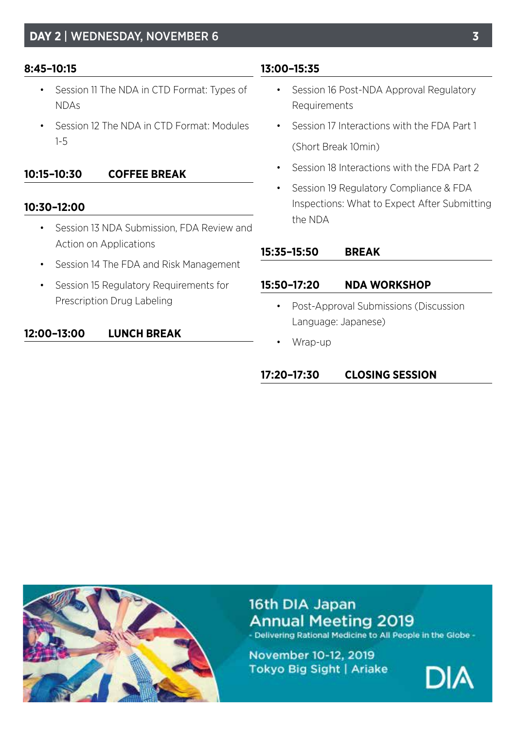## DAY 2 | WEDNESDAY, NOVEMBER 6

### 8:45–10:15

- Session 11 The NDA in CTD Format: Types of NDAs
- Session 12 The NDA in CTD Format: Modules 1-5

### 10:15–10:30 COFFEE BREAK

### 10:30–12:00

- Session 13 NDA Submission, FDA Review and Action on Applications
- Session 14 The FDA and Risk Management
- Session 15 Regulatory Requirements for Prescription Drug Labeling

### 12:00–13:00 LUNCH BREAK

### 13:00–15:35

- Session 16 Post-NDA Approval Regulatory Requirements
- Session 17 Interactions with the FDA Part 1

  (Short Break 10min)
- Session 18 Interactions with the FDA Part 2
- Session 19 Regulatory Compliance & FDA Inspections: What to Expect After Submitting the NDA

### 15:35–15:50 BREAK

### 15:50–17:20 NDA WORKSHOP

- Post-Approval Submissions (Discussion Language: Japanese)
- Wrap-up

### 17:20–17:30 CLOSING SESSION

16th DIA Japan Annual Meeting 2019
- Delivering Rational Medicine to All People in the Globe -
November 10-12, 2019
Tokyo Big Sight | Ariake
DIA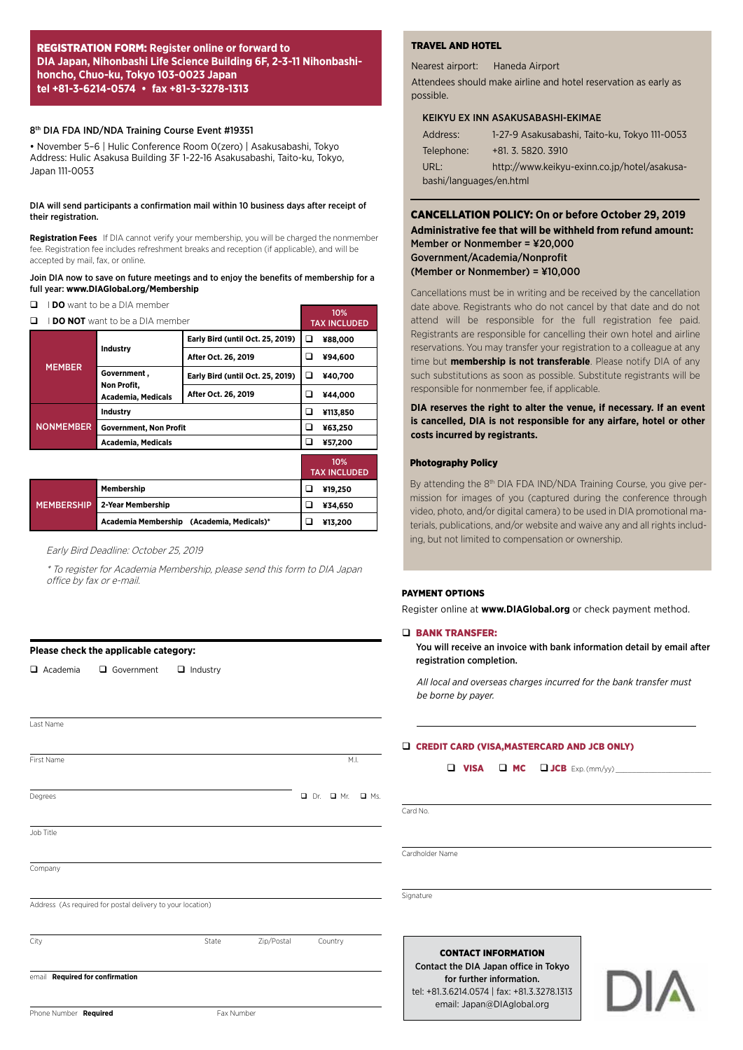**REGISTRATION FORM: Register online or forward to DIA Japan, Nihonbashi Life Science Building 6F, 2-3-11 Nihonbashi-honcho, Chuo-ku, Tokyo 103-0023 Japan tel +81-3-6214-0574 • fax +81-3-3278-1313**

8th DIA FDA IND/NDA Training Course Event #19351

• November 5–6 | Hulic Conference Room 0(zero) | Asakusabashi, Tokyo
Address: Hulic Asakusa Building 3F 1-22-16 Asakusabashi, Taito-ku, Tokyo, Japan 111-0053

**DIA will send participants a confirmation mail within 10 business days after receipt of their registration.**

**Registration Fees** If DIA cannot verify your membership, you will be charged the nonmember fee. Registration fee includes refreshment breaks and reception (if applicable), and will be accepted by mail, fax, or online.

**Join DIA now to save on future meetings and to enjoy the benefits of membership for a full year: www.DIAGlobal.org/Membership**

❑ I **DO** want to be a DIA member

❑ I **DO NOT** want to be a DIA member

| | | | 10% TAX INCLUDED |
|---|---|---|---|
| MEMBER | Industry | Early Bird (until Oct. 25, 2019) | ❑ ¥88,000 |
| | | After Oct. 26, 2019 | ❑ ¥94,600 |
| | Government, Non Profit, Academia, Medicals | Early Bird (until Oct. 25, 2019) | ❑ ¥40,700 |
| | | After Oct. 26, 2019 | ❑ ¥44,000 |
| NONMEMBER | Industry | | ❑ ¥113,850 |
| | Government, Non Profit | | ❑ ¥63,250 |
| | Academia, Medicals | | ❑ ¥57,200 |

| | | 10% TAX INCLUDED |
|---|---|---|
| MEMBERSHIP | Membership | ❑ ¥19,250 |
| | 2-Year Membership | ❑ ¥34,650 |
| | Academia Membership (Academia, Medicals)* | ❑ ¥13,200 |

*Early Bird Deadline: October 25, 2019*

*\* To register for Academia Membership, please send this form to DIA Japan office by fax or e-mail.*

**Please check the applicable category:**

❑ Academia ❑ Government ❑ Industry

Last Name

First Name M.I.

Degrees ❑ Dr. ❑ Mr. ❑ Ms.

Job Title

Company

Address (As required for postal delivery to your location)

City State Zip/Postal Country

email **Required for confirmation**

Phone Number **Required** Fax Number

## TRAVEL AND HOTEL

Nearest airport: Haneda Airport

Attendees should make airline and hotel reservation as early as possible.

KEIKYU EX INN ASAKUSABASHI-EKIMAE

Address: 1-27-9 Asakusabashi, Taito-ku, Tokyo 111-0053
Telephone: +81. 3. 5820. 3910
URL: http://www.keikyu-exinn.co.jp/hotel/asakusabashi/languages/en.html

## CANCELLATION POLICY: On or before October 29, 2019

**Administrative fee that will be withheld from refund amount:**
**Member or Nonmember = ¥20,000**
**Government/Academia/Nonprofit**
**(Member or Nonmember) = ¥10,000**

Cancellations must be in writing and be received by the cancellation date above. Registrants who do not cancel by that date and do not attend will be responsible for the full registration fee paid. Registrants are responsible for cancelling their own hotel and airline reservations. You may transfer your registration to a colleague at any time but **membership is not transferable**. Please notify DIA of any such substitutions as soon as possible. Substitute registrants will be responsible for nonmember fee, if applicable.

**DIA reserves the right to alter the venue, if necessary. If an event is cancelled, DIA is not responsible for any airfare, hotel or other costs incurred by registrants.**

### Photography Policy

By attending the 8th DIA FDA IND/NDA Training Course, you give permission for images of you (captured during the conference through video, photo, and/or digital camera) to be used in DIA promotional materials, publications, and/or website and waive any and all rights including, but not limited to compensation or ownership.

## PAYMENT OPTIONS

Register online at **www.DIAGlobal.org** or check payment method.

❑ **BANK TRANSFER:**

**You will receive an invoice with bank information detail by email after registration completion.**

*All local and overseas charges incurred for the bank transfer must be borne by payer.*

❑ **CREDIT CARD (VISA,MASTERCARD AND JCB ONLY)**

❑ **VISA** ❑ **MC** ❑ **JCB** Exp. (mm/yy)

Card No.

Cardholder Name

Signature

**CONTACT INFORMATION**
**Contact the DIA Japan office in Tokyo for further information.**
tel: +81.3.6214.0574 | fax: +81.3.3278.1313
email: Japan@DIAglobal.org

DIA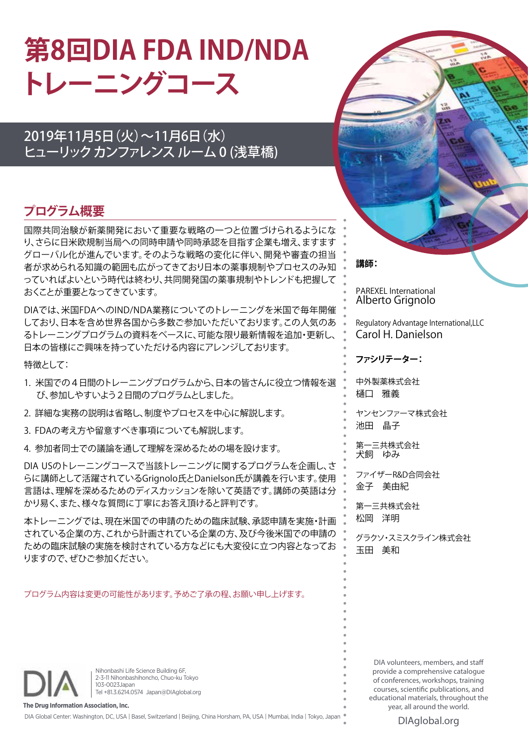# 第8回DIA FDA IND/NDA トレーニングコース

2019年11月5日（火）～11月6日（水）
ヒューリック カンファレンス ルーム 0 (浅草橋)

## プログラム概要

国際共同治験が新薬開発において重要な戦略の一つと位置づけられるようになり、さらに日米欧規制当局への同時申請や同時承認を目指す企業も増え、ますますグローバル化が進んでいます。そのような戦略の変化に伴い、開発や審査の担当者が求められる知識の範囲も広がってきており日本の薬事規制やプロセスのみ知っていればよいという時代は終わり、共同開発国の薬事規制やトレンドも把握しておくことが重要となってきています。

DIAでは、米国FDAへのIND/NDA業務についてのトレーニングを米国で毎年開催しており、日本を含め世界各国から多数ご参加いただいております。この人気のあるトレーニングプログラムの資料をベースに、可能な限り最新情報を追加・更新し、日本の皆様にご興味を持っていただける内容にアレンジしております。

特徴として：

1. 米国での４日間のトレーニングプログラムから、日本の皆さんに役立つ情報を選び、参加しやすいよう２日間のプログラムとしました。
2. 詳細な実務の説明は省略し、制度やプロセスを中心に解説します。
3. FDAの考え方や留意すべき事項についても解説します。
4. 参加者同士での議論を通して理解を深めるための場を設けます。

DIA USのトレーニングコースで当該トレーニングに関するプログラムを企画し、さらに講師として活躍されているGrignolo氏とDanielson氏が講義を行います。使用言語は、理解を深めるためのディスカッションを除いて英語です。講師の英語は分かり易く、また、様々な質問に丁寧にお答え頂けると評判です。

本トレーニングでは、現在米国での申請のための臨床試験、承認申請を実施・計画されている企業の方、これから計画されている企業の方、及び今後米国での申請のための臨床試験の実施を検討されている方などにも大変役に立つ内容となっておりますので、ぜひご参加ください。

プログラム内容は変更の可能性があります。予めご了承の程、お願い申し上げます。

**講師：**

PAREXEL International
Alberto Grignolo

Regulatory Advantage International,LLC
Carol H. Danielson

**ファシリテーター：**

中外製薬株式会社
樋口　雅義

ヤンセンファーマ株式会社
池田　晶子

第一三共株式会社
犬飼　ゆみ

ファイザーR&D合同会社
金子　美由紀

第一三共株式会社
松岡　洋明

グラクソ・スミスクライン株式会社
玉田　美和

DIA
Nihonbashi Life Science Building 6F,
2-3-11 Nihonbashihoncho, Chuo-ku Tokyo
103-0023Japan
Tel +81.3.6214.0574 Japan@DIAglobal.org

**The Drug Information Association, Inc.**

DIA Global Center: Washington, DC, USA | Basel, Switzerland | Beijing, China Horsham, PA, USA | Mumbai, India | Tokyo, Japan

DIA volunteers, members, and staff provide a comprehensive catalogue of conferences, workshops, training courses, scientific publications, and educational materials, throughout the year, all around the world.

DIAglobal.org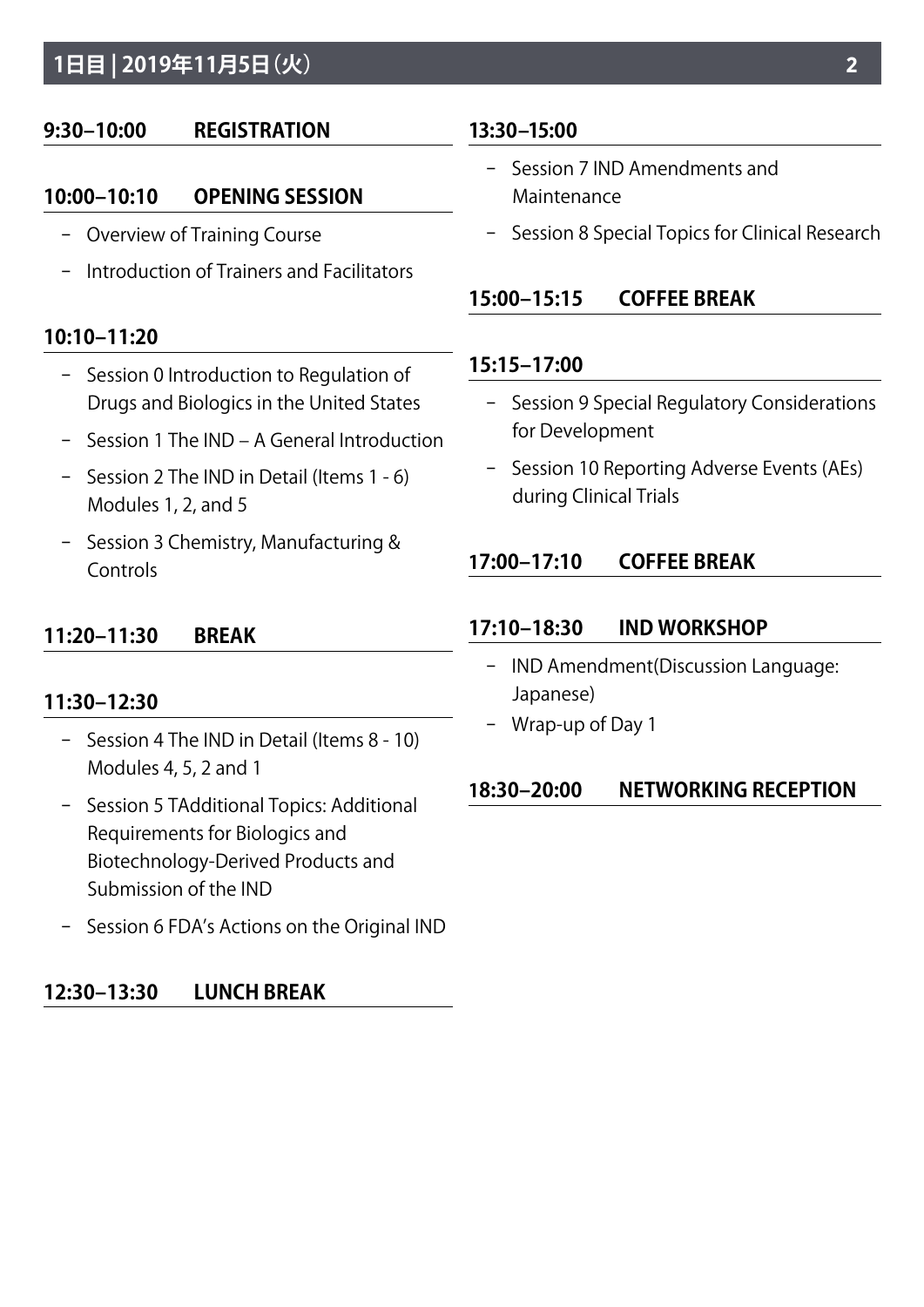## 1日目 | 2019年11月5日(火)

### 9:30–10:00 REGISTRATION

### 10:00–10:10 OPENING SESSION

- Overview of Training Course
- Introduction of Trainers and Facilitators

### 10:10–11:20

- Session 0 Introduction to Regulation of Drugs and Biologics in the United States
- Session 1 The IND – A General Introduction
- Session 2 The IND in Detail (Items 1 - 6) Modules 1, 2, and 5
- Session 3 Chemistry, Manufacturing & Controls

### 11:20–11:30 BREAK

### 11:30–12:30

- Session 4 The IND in Detail (Items 8 - 10) Modules 4, 5, 2 and 1
- Session 5 TAdditional Topics: Additional Requirements for Biologics and Biotechnology-Derived Products and Submission of the IND
- Session 6 FDA's Actions on the Original IND

### 12:30–13:30 LUNCH BREAK

### 13:30–15:00

- Session 7 IND Amendments and Maintenance
- Session 8 Special Topics for Clinical Research

### 15:00–15:15 COFFEE BREAK

### 15:15–17:00

- Session 9 Special Regulatory Considerations for Development
- Session 10 Reporting Adverse Events (AEs) during Clinical Trials

### 17:00–17:10 COFFEE BREAK

### 17:10–18:30 IND WORKSHOP

- IND Amendment(Discussion Language: Japanese)
- Wrap-up of Day 1

### 18:30–20:00 NETWORKING RECEPTION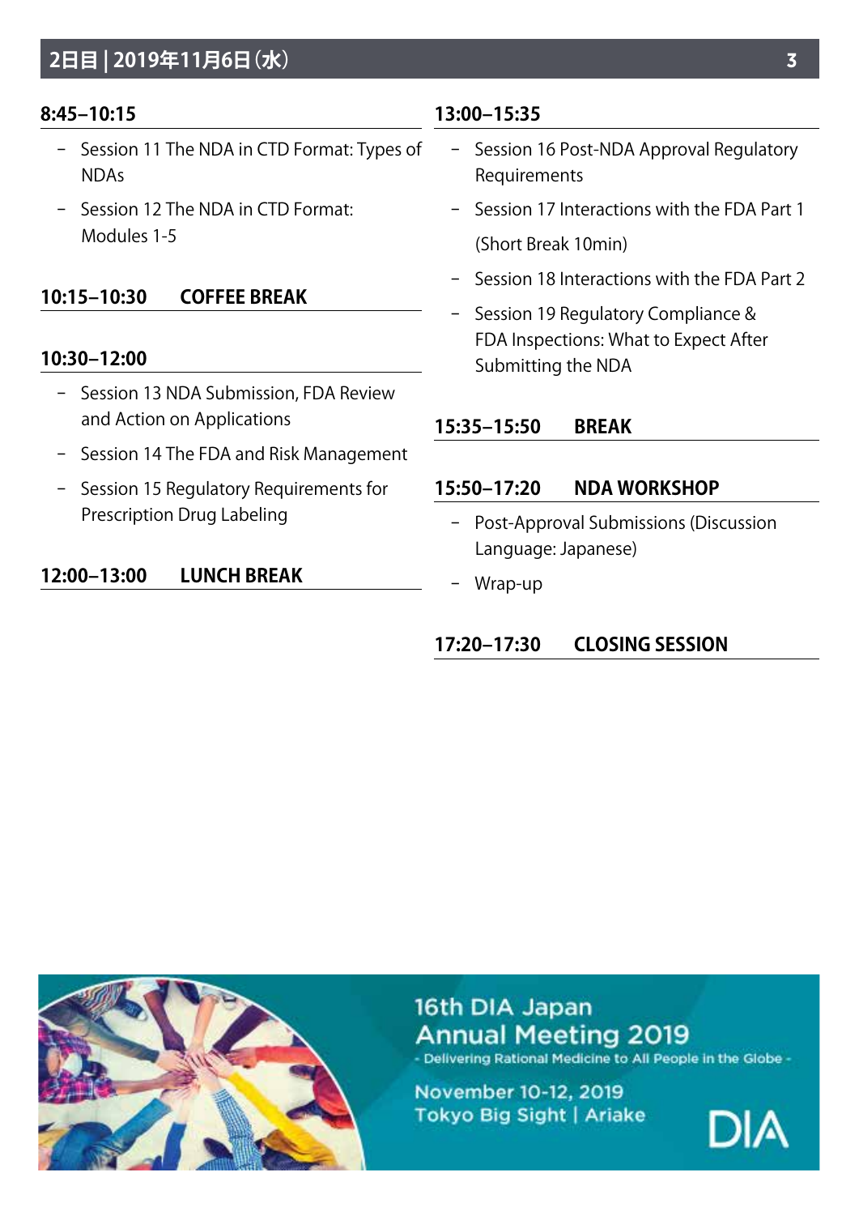## 2日目 | 2019年11月6日（水）

### 8:45–10:15

- Session 11 The NDA in CTD Format: Types of NDAs
- Session 12 The NDA in CTD Format: Modules 1-5

### 10:15–10:30 COFFEE BREAK

### 10:30–12:00

- Session 13 NDA Submission, FDA Review and Action on Applications
- Session 14 The FDA and Risk Management
- Session 15 Regulatory Requirements for Prescription Drug Labeling

### 12:00–13:00 LUNCH BREAK

### 13:00–15:35

- Session 16 Post-NDA Approval Regulatory Requirements
- Session 17 Interactions with the FDA Part 1

  (Short Break 10min)
- Session 18 Interactions with the FDA Part 2
- Session 19 Regulatory Compliance & FDA Inspections: What to Expect After Submitting the NDA

### 15:35–15:50 BREAK

### 15:50–17:20 NDA WORKSHOP

- Post-Approval Submissions (Discussion Language: Japanese)
- Wrap-up

### 17:20–17:30 CLOSING SESSION

16th DIA Japan Annual Meeting 2019

- Delivering Rational Medicine to All People in the Globe -

November 10-12, 2019

Tokyo Big Sight | Ariake

DIA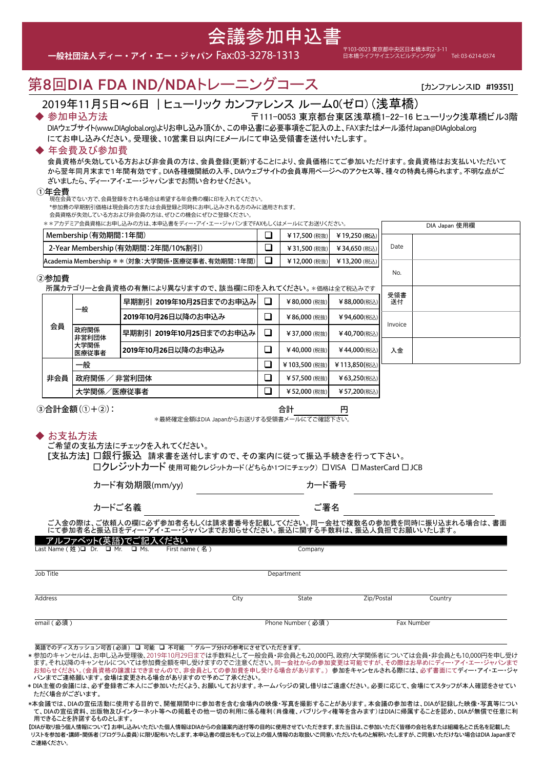# 会議参加申込書

**一般社団法人ディー・アイ・エー・ジャパン Fax:03-3278-1313**

〒103-0023 東京都中央区日本橋本町2-3-11
日本橋ライフサイエンスビルディング6F　Tel: 03-6214-0574

## 第8回DIA FDA IND/NDAトレーニングコース

[カンファレンスID　#19351]

2019年11月5日～6日 ｜ヒューリック カンファレンス ルーム0(ゼロ) (浅草橋)

〒111-0053 東京都台東区浅草橋1-22-16 ヒューリック浅草橋ビル3階

### ◆ 参加申込方法

DIAウェブサイト(www.DIAglobal.org)よりお申し込み頂くか、この申込書に必要事項をご記入の上、FAXまたはメール添付Japan@DIAglobal.org にてお申し込みください。受理後、10営業日以内にEメールにて申込受領書を送付いたします。

### ◆ 年会費及び参加費

会員資格が失効している方および非会員の方は、会員登録(更新)することにより、会員価格にてご参加いただけます。会員資格はお支払いいただいてから翌年同月末まで1年間有効です。DIA各種機関紙の入手、DIAウェブサイトの会員専用ページへのアクセス等、種々の特典も得られます。不明な点がございましたら、ディー・アイ・エー・ジャパンまでお問い合わせください。

**①年会費**

現在会員でない方で、会員登録をされる場合は希望する年会費の欄に印を入れてください。
*参加費の早期割引価格は現会員の方または会員登録と同時にお申し込みされる方のみに適用されます。
会員資格が失効している方および非会員の方は、ぜひこの機会にぜひご登録ください。
＊＊アカデミア会員資格にお申し込みの方は、本申込書をディー・アイ・エー・ジャパンまでFAXもしくはメールにてお送りください。

| | | | |
|---|---|---|---|
| Membership (有効期間:1年間) | ❑ | ¥17,500 (税抜) | ¥19,250 (税込) |
| 2-Year Membership (有効期間:2年間/10%割引) | ❑ | ¥31,500 (税抜) | ¥34,650 (税込) |
| Academia Membership ＊＊(対象:大学関係・医療従事者、有効期間:1年間) | ❑ | ¥12,000 (税抜) | ¥13,200 (税込) |

**②参加費**

所属カテゴリーと会員資格の有無により異なりますので、該当欄に印を入れてください。＊価格は全て税込みです

| | | | | | |
|---|---|---|---|---|---|
| 会員 | 一般 | 早期割引 2019年10月25日までのお申込み | ❑ | ¥80,000 (税抜) | ¥88,000(税込) |
| | | 2019年10月26日以降のお申込み | ❑ | ¥86,000 (税抜) | ¥94,600(税込) |
| | 政府関係 非営利団体 大学関係 医療従事者 | 早期割引 2019年10月25日までのお申込み | ❑ | ¥37,000 (税抜) | ¥40,700(税込) |
| | | 2019年10月26日以降のお申込み | ❑ | ¥40,000 (税抜) | ¥44,000(税込) |
| 非会員 | 一般 | | ❑ | ¥103,500 (税抜) | ¥113,850(税込) |
| | 政府関係 ／ 非営利団体 | | ❑ | ¥57,500 (税抜) | ¥63,250(税込) |
| | 大学関係／医療従事者 | | ❑ | ¥52,000 (税抜) | ¥57,200(税込) |

| DIA Japan 使用欄 | |
|---|---|
| Date | |
| No. | |
| 受領書送付 | |
| Invoice | |
| 入金 | |

**③合計金額(①+②):**　　合計 ＿＿＿＿ 円

＊最終確定金額はDIA Japanからお送りする受領書メールにてご確認下さい。

### ◆ お支払方法

ご希望の支払方法にチェックを入れてください。

[支払方法] □銀行振込　請求書を送付しますので、その案内に従って振込手続きを行って下さい。

□クレジットカード 使用可能クレジットカード(どちらか1つにチェック) □VISA　□MasterCard □JCB

カード有効期限(mm/yy) ＿＿＿＿＿＿　カード番号 ＿＿＿＿＿＿

カードご名義 ＿＿＿＿＿＿　ご署名 ＿＿＿＿＿＿

ご入金の際は、ご依頼人の欄に必ず参加者名もしくは請求書番号を記載してください。同一会社で複数名の参加費を同時に振り込まれる場合は、書面にて参加者名と振込日をディー・アイ・エー・ジャパンまでお知らせください。振込に関する手数料は、振込人負担でお願いいたします。

**アルファベット(英語)でご記入ください**

Last Name ( 姓 )❑ Dr.　❑ Mr.　❑ Ms.　First name ( 名 )　Company

Job Title　Department

Address　City　State　Zip/Postal　Country

email ( 必須 )　Phone Number ( 必須 )　Fax Number

英語でのディスカッション可否 (必須)　❑ 可能　❑ 不可能　＊グループ分けの参考にさせていただきます。

＊参加のキャンセルは、お申し込み受理後、2019年10月29日までは手数料として一般会員・非会員とも20,000円、政府/大学関係者については会員・非会員とも10,000円を申し受けます。それ以降のキャンセルについては参加費全額を申し受けますのでご注意ください。同一会社からの参加変更は可能ですが、その際はお早めにディー・アイ・エー・ジャパンまでお知らせください。(会員資格の譲渡はできませんので、非会員としての参加費を申し受ける場合があります。) 参加をキャンセルされる際には、必ず書面にてディー・アイ・エー・ジャパンまでご連絡願います。会場は変更される場合がありますので予めご了承ください。

＊DIA主催の会議には、必ず登録者ご本人にご参加いただくよう、お願いしております。ネームバッジの貸し借りはご遠慮ください。必要に応じて、会場にてスタッフが本人確認をさせていただく場合がございます。

＊本会議では、DIAの宣伝活動に使用する目的で、開催期間中に参加者を含む会場内の映像・写真を撮影することがあります。本会議の参加者は、DIAが記録した映像・写真等について、DIAの宣伝資料、出版物及びインターネット等への掲載その他一切の利用に係る権利(肖像権、パブリシティ権等を含みます)はDIAに帰属することを認め、DIAが無償で任意に利用できることを許諾するものとします。

【DIAが取り扱う個人情報について】お申し込みいただいた個人情報はDIAからの会議案内送付等の目的に使用させていただきます。また当日は、ご参加いただく皆様の会社名または組織名とご氏名を記載したリストを参加者・講師・関係者(プログラム委員)に限り配布いたします。本申込書の提出をもって以上の個人情報のお取扱いにご同意いただいたものと解釈いたしますが、ご同意いただけない場合はDIA Japanまでご連絡ください。